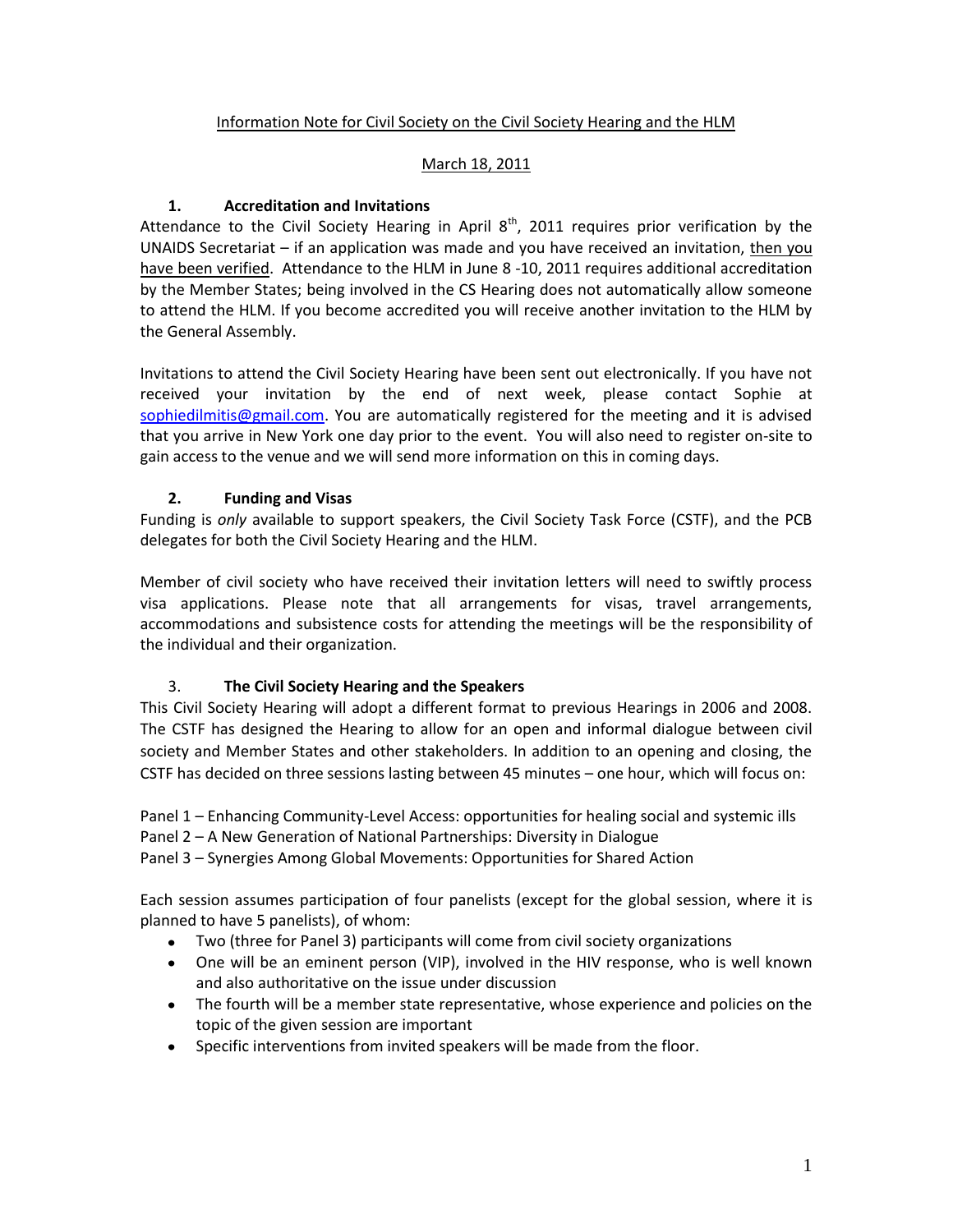Information Note for Civil Society on the Civil Society Hearing and the HLM

March 18, 2011

## 1. Accreditation and Invitations

Attendance to the Civil Society Hearing in April 8th, 2011 requires prior verification by the UNAIDS Secretariat – if an application was made and you have received an invitation, then you have been verified. Attendance to the HLM in June 8 -10, 2011 requires additional accreditation by the Member States; being involved in the CS Hearing does not automatically allow someone to attend the HLM. If you become accredited you will receive another invitation to the HLM by the General Assembly.

Invitations to attend the Civil Society Hearing have been sent out electronically. If you have not received your invitation by the end of next week, please contact Sophie at sophiedilmitis@gmail.com. You are automatically registered for the meeting and it is advised that you arrive in New York one day prior to the event. You will also need to register on-site to gain access to the venue and we will send more information on this in coming days.

## 2. Funding and Visas

Funding is *only* available to support speakers, the Civil Society Task Force (CSTF), and the PCB delegates for both the Civil Society Hearing and the HLM.

Member of civil society who have received their invitation letters will need to swiftly process visa applications. Please note that all arrangements for visas, travel arrangements, accommodations and subsistence costs for attending the meetings will be the responsibility of the individual and their organization.

## 3. The Civil Society Hearing and the Speakers

This Civil Society Hearing will adopt a different format to previous Hearings in 2006 and 2008. The CSTF has designed the Hearing to allow for an open and informal dialogue between civil society and Member States and other stakeholders. In addition to an opening and closing, the CSTF has decided on three sessions lasting between 45 minutes – one hour, which will focus on:

Panel 1 – Enhancing Community-Level Access: opportunities for healing social and systemic ills
Panel 2 – A New Generation of National Partnerships: Diversity in Dialogue
Panel 3 – Synergies Among Global Movements: Opportunities for Shared Action

Each session assumes participation of four panelists (except for the global session, where it is planned to have 5 panelists), of whom:

- Two (three for Panel 3) participants will come from civil society organizations
- One will be an eminent person (VIP), involved in the HIV response, who is well known and also authoritative on the issue under discussion
- The fourth will be a member state representative, whose experience and policies on the topic of the given session are important
- Specific interventions from invited speakers will be made from the floor.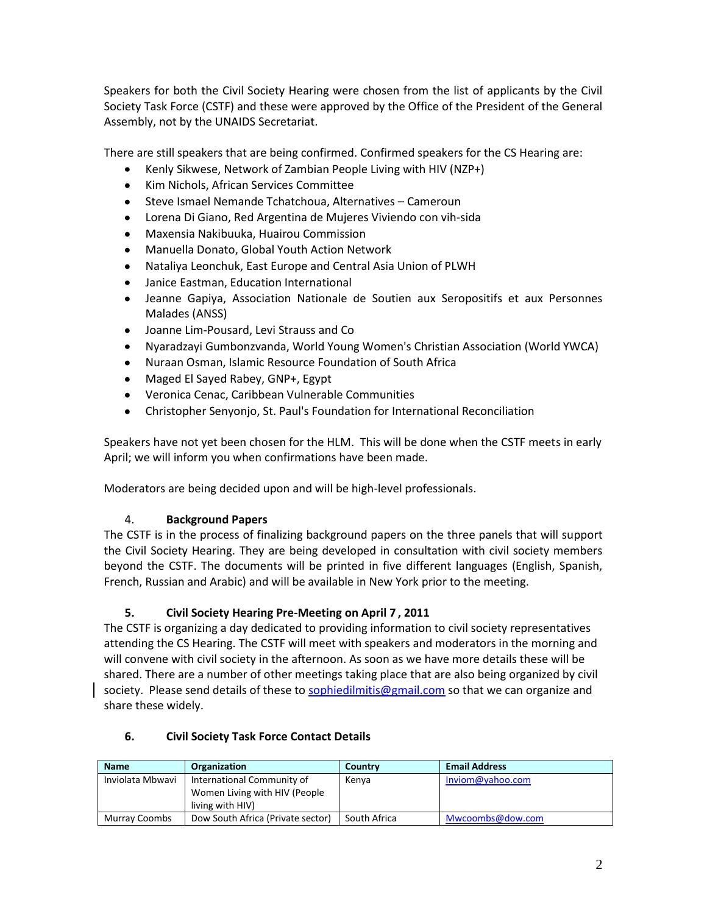Speakers for both the Civil Society Hearing were chosen from the list of applicants by the Civil Society Task Force (CSTF) and these were approved by the Office of the President of the General Assembly, not by the UNAIDS Secretariat.

There are still speakers that are being confirmed. Confirmed speakers for the CS Hearing are:

- Kenly Sikwese, Network of Zambian People Living with HIV (NZP+)
- Kim Nichols, African Services Committee
- Steve Ismael Nemande Tchatchoua, Alternatives – Cameroun
- Lorena Di Giano, Red Argentina de Mujeres Viviendo con vih-sida
- Maxensia Nakibuuka, Huairou Commission
- Manuella Donato, Global Youth Action Network
- Nataliya Leonchuk, East Europe and Central Asia Union of PLWH
- Janice Eastman, Education International
- Jeanne Gapiya, Association Nationale de Soutien aux Seropositifs et aux Personnes Malades (ANSS)
- Joanne Lim-Pousard, Levi Strauss and Co
- Nyaradzayi Gumbonzvanda, World Young Women's Christian Association (World YWCA)
- Nuraan Osman, Islamic Resource Foundation of South Africa
- Maged El Sayed Rabey, GNP+, Egypt
- Veronica Cenac, Caribbean Vulnerable Communities
- Christopher Senyonjo, St. Paul's Foundation for International Reconciliation

Speakers have not yet been chosen for the HLM. This will be done when the CSTF meets in early April; we will inform you when confirmations have been made.

Moderators are being decided upon and will be high-level professionals.

## 4. Background Papers

The CSTF is in the process of finalizing background papers on the three panels that will support the Civil Society Hearing. They are being developed in consultation with civil society members beyond the CSTF. The documents will be printed in five different languages (English, Spanish, French, Russian and Arabic) and will be available in New York prior to the meeting.

## 5. Civil Society Hearing Pre-Meeting on April 7 , 2011

The CSTF is organizing a day dedicated to providing information to civil society representatives attending the CS Hearing. The CSTF will meet with speakers and moderators in the morning and will convene with civil society in the afternoon. As soon as we have more details these will be shared. There are a number of other meetings taking place that are also being organized by civil society. Please send details of these to sophiedilmitis@gmail.com so that we can organize and share these widely.

## 6. Civil Society Task Force Contact Details

| Name | Organization | Country | Email Address |
|---|---|---|---|
| Inviolata Mbwavi | International Community of Women Living with HIV (People living with HIV) | Kenya | Inviom@yahoo.com |
| Murray Coombs | Dow South Africa (Private sector) | South Africa | Mwcoombs@dow.com |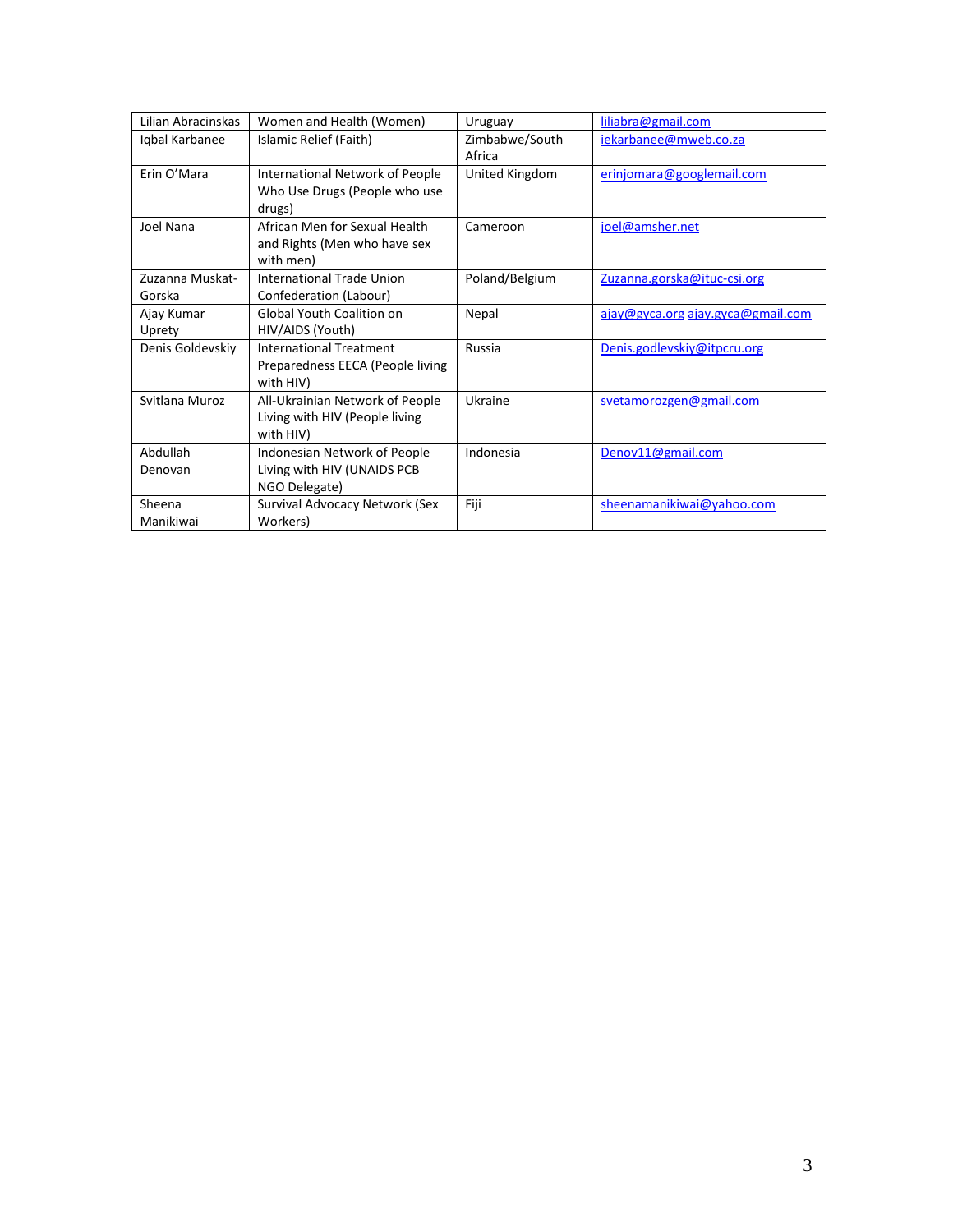| | | | |
|---|---|---|---|
| Lilian Abracinskas | Women and Health (Women) | Uruguay | liliabra@gmail.com |
| Iqbal Karbanee | Islamic Relief (Faith) | Zimbabwe/South Africa | iekarbanee@mweb.co.za |
| Erin O'Mara | International Network of People Who Use Drugs (People who use drugs) | United Kingdom | erinjomara@googlemail.com |
| Joel Nana | African Men for Sexual Health and Rights (Men who have sex with men) | Cameroon | joel@amsher.net |
| Zuzanna Muskat-Gorska | International Trade Union Confederation (Labour) | Poland/Belgium | Zuzanna.gorska@ituc-csi.org |
| Ajay Kumar Uprety | Global Youth Coalition on HIV/AIDS (Youth) | Nepal | ajay@gyca.org ajay.gyca@gmail.com |
| Denis Goldevskiy | International Treatment Preparedness EECA (People living with HIV) | Russia | Denis.godlevskiy@itpcru.org |
| Svitlana Muroz | All-Ukrainian Network of People Living with HIV (People living with HIV) | Ukraine | svetamorozgen@gmail.com |
| Abdullah Denovan | Indonesian Network of People Living with HIV (UNAIDS PCB NGO Delegate) | Indonesia | Denov11@gmail.com |
| Sheena Manikiwai | Survival Advocacy Network (Sex Workers) | Fiji | sheenamanikiwai@yahoo.com |